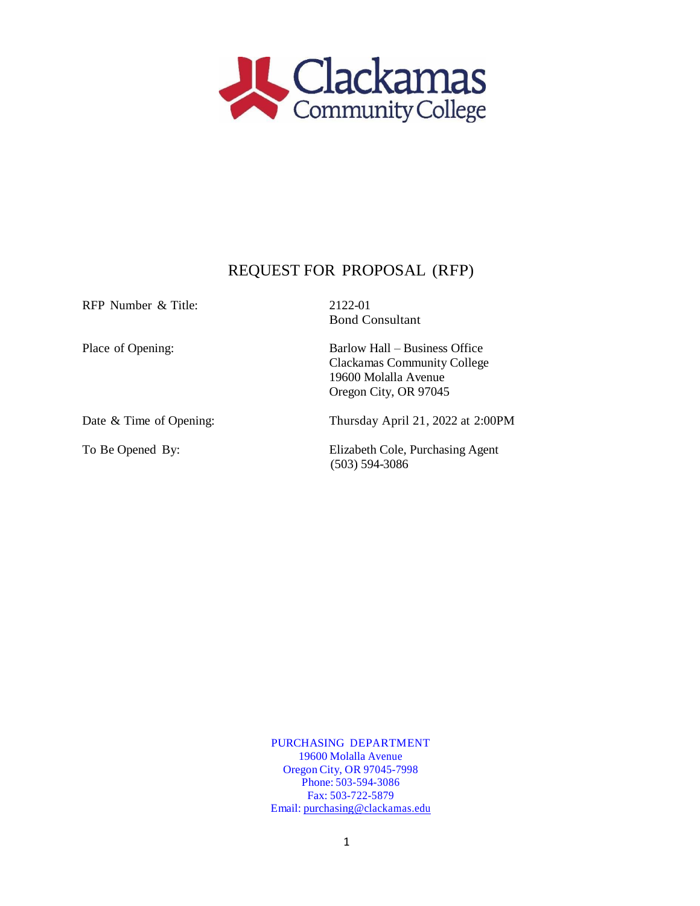Clackamas Community College

# REQUEST FOR PROPOSAL (RFP)

| | |
|---|---|
| RFP Number & Title: | 2122-01<br>Bond Consultant |
| Place of Opening: | Barlow Hall – Business Office<br>Clackamas Community College<br>19600 Molalla Avenue<br>Oregon City, OR 97045 |
| Date & Time of Opening: | Thursday April 21, 2022 at 2:00PM |
| To Be Opened By: | Elizabeth Cole, Purchasing Agent<br>(503) 594-3086 |

PURCHASING DEPARTMENT
19600 Molalla Avenue
Oregon City, OR 97045-7998
Phone: 503-594-3086
Fax: 503-722-5879
Email: purchasing@clackamas.edu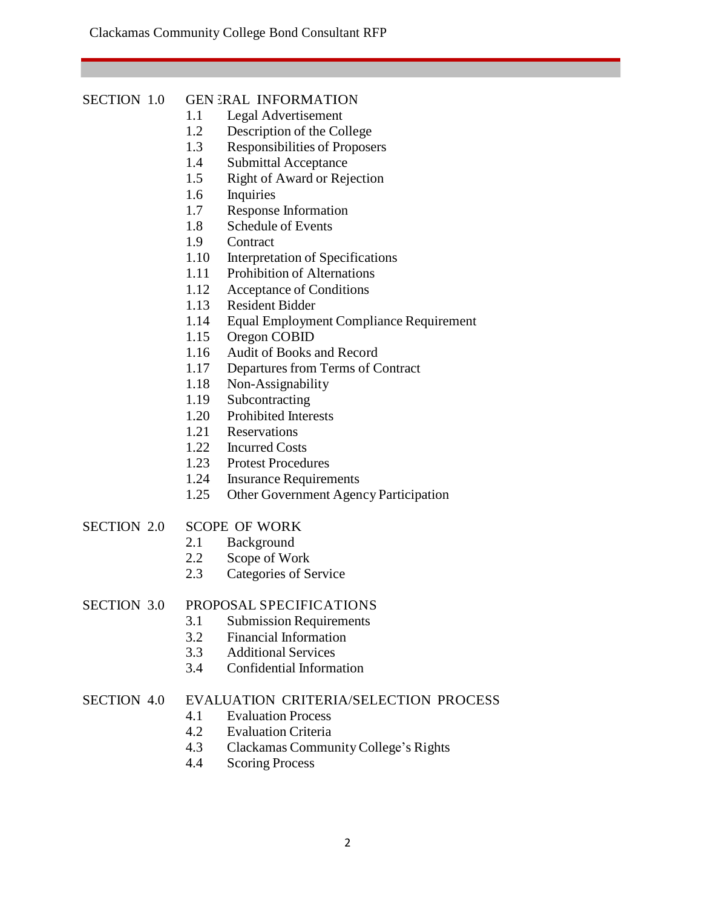SECTION 1.0 GENERAL INFORMATION

- 1.1 Legal Advertisement
- 1.2 Description of the College
- 1.3 Responsibilities of Proposers
- 1.4 Submittal Acceptance
- 1.5 Right of Award or Rejection
- 1.6 Inquiries
- 1.7 Response Information
- 1.8 Schedule of Events
- 1.9 Contract
- 1.10 Interpretation of Specifications
- 1.11 Prohibition of Alternations
- 1.12 Acceptance of Conditions
- 1.13 Resident Bidder
- 1.14 Equal Employment Compliance Requirement
- 1.15 Oregon COBID
- 1.16 Audit of Books and Record
- 1.17 Departures from Terms of Contract
- 1.18 Non-Assignability
- 1.19 Subcontracting
- 1.20 Prohibited Interests
- 1.21 Reservations
- 1.22 Incurred Costs
- 1.23 Protest Procedures
- 1.24 Insurance Requirements
- 1.25 Other Government Agency Participation

SECTION 2.0 SCOPE OF WORK

- 2.1 Background
- 2.2 Scope of Work
- 2.3 Categories of Service

SECTION 3.0 PROPOSAL SPECIFICATIONS

- 3.1 Submission Requirements
- 3.2 Financial Information
- 3.3 Additional Services
- 3.4 Confidential Information

SECTION 4.0 EVALUATION CRITERIA/SELECTION PROCESS

- 4.1 Evaluation Process
- 4.2 Evaluation Criteria
- 4.3 Clackamas Community College's Rights
- 4.4 Scoring Process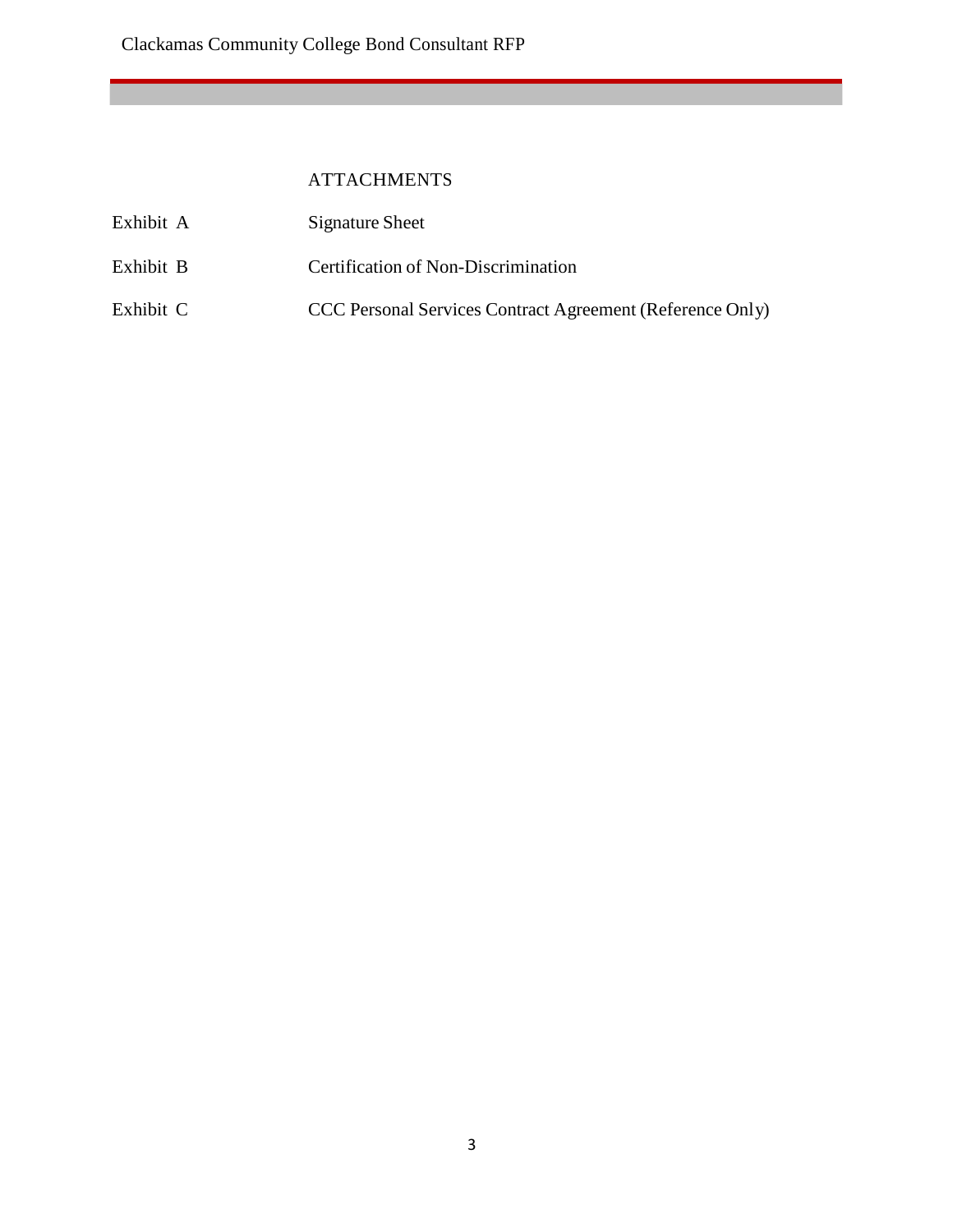## ATTACHMENTS

| | |
|---|---|
| Exhibit A | Signature Sheet |
| Exhibit B | Certification of Non-Discrimination |
| Exhibit C | CCC Personal Services Contract Agreement (Reference Only) |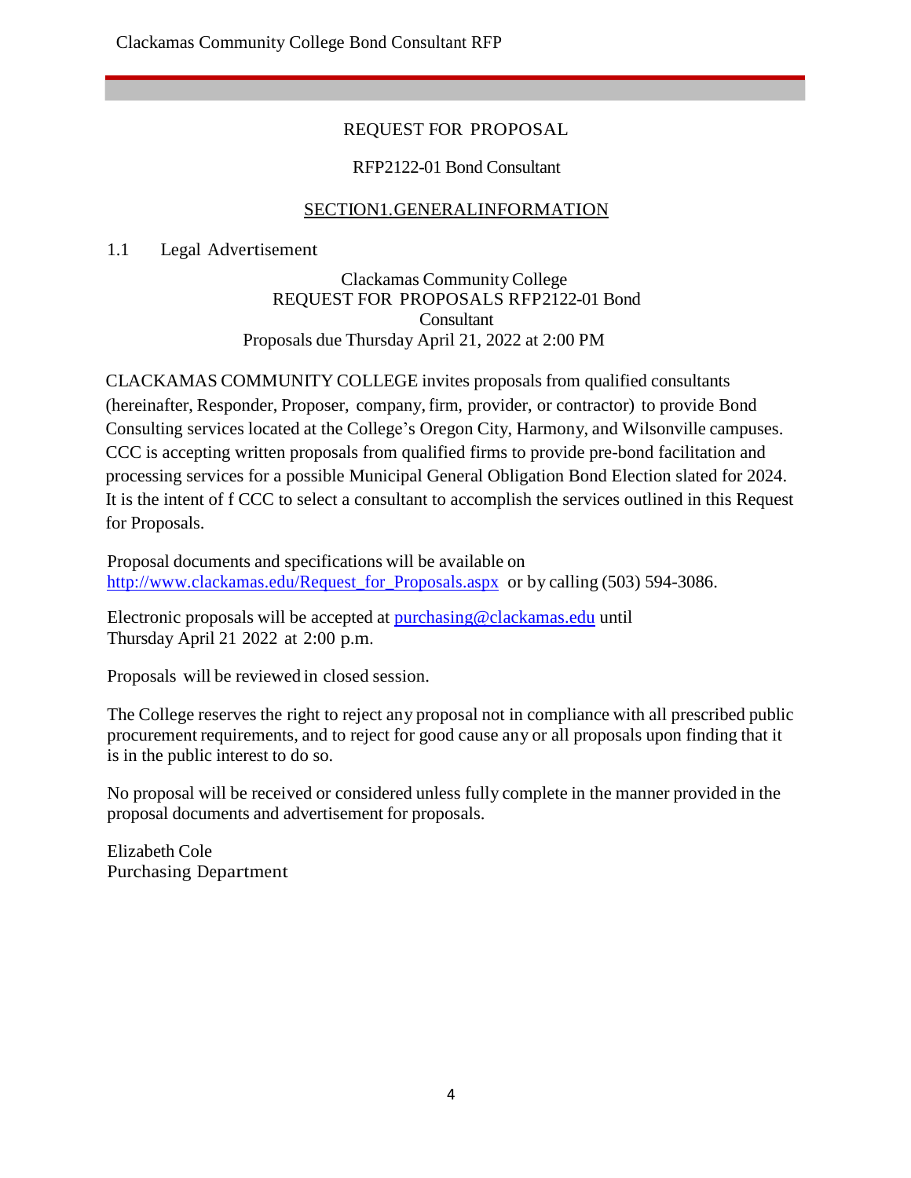# REQUEST FOR PROPOSAL

## RFP2122-01 Bond Consultant

## SECTION1.GENERALINFORMATION

### 1.1 Legal Advertisement

Clackamas Community College
REQUEST FOR PROPOSALS RFP2122-01 Bond Consultant
Proposals due Thursday April 21, 2022 at 2:00 PM

CLACKAMAS COMMUNITY COLLEGE invites proposals from qualified consultants (hereinafter, Responder, Proposer, company, firm, provider, or contractor) to provide Bond Consulting services located at the College's Oregon City, Harmony, and Wilsonville campuses. CCC is accepting written proposals from qualified firms to provide pre-bond facilitation and processing services for a possible Municipal General Obligation Bond Election slated for 2024. It is the intent of f CCC to select a consultant to accomplish the services outlined in this Request for Proposals.

Proposal documents and specifications will be available on http://www.clackamas.edu/Request_for_Proposals.aspx or by calling (503) 594-3086.

Electronic proposals will be accepted at purchasing@clackamas.edu until Thursday April 21 2022 at 2:00 p.m.

Proposals will be reviewed in closed session.

The College reserves the right to reject any proposal not in compliance with all prescribed public procurement requirements, and to reject for good cause any or all proposals upon finding that it is in the public interest to do so.

No proposal will be received or considered unless fully complete in the manner provided in the proposal documents and advertisement for proposals.

Elizabeth Cole
Purchasing Department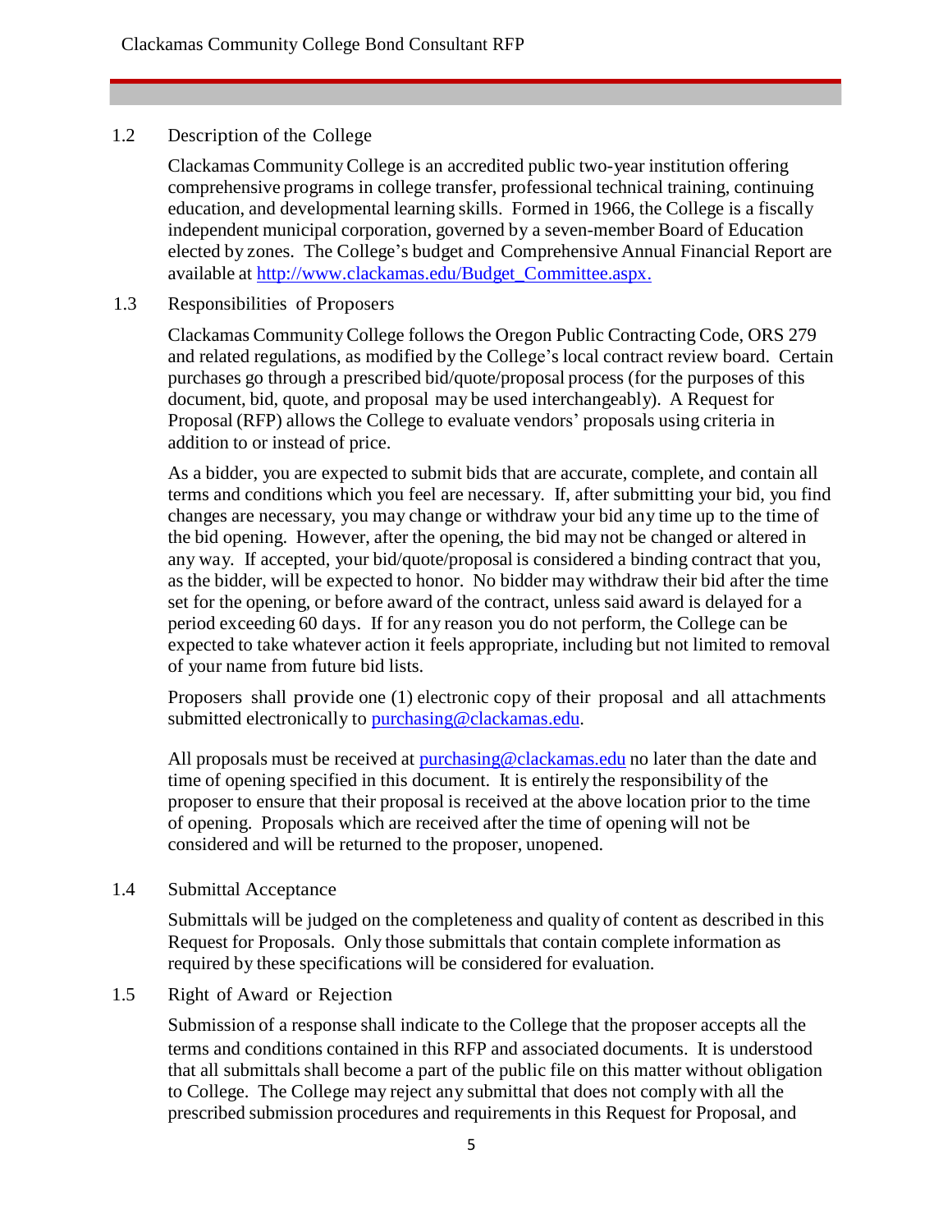### 1.2 Description of the College

Clackamas Community College is an accredited public two-year institution offering comprehensive programs in college transfer, professional technical training, continuing education, and developmental learning skills. Formed in 1966, the College is a fiscally independent municipal corporation, governed by a seven-member Board of Education elected by zones. The College's budget and Comprehensive Annual Financial Report are available at [http://www.clackamas.edu/Budget_Committee.aspx.](http://www.clackamas.edu/Budget_Committee.aspx)

### 1.3 Responsibilities of Proposers

Clackamas Community College follows the Oregon Public Contracting Code, ORS 279 and related regulations, as modified by the College's local contract review board. Certain purchases go through a prescribed bid/quote/proposal process (for the purposes of this document, bid, quote, and proposal may be used interchangeably). A Request for Proposal (RFP) allows the College to evaluate vendors' proposals using criteria in addition to or instead of price.

As a bidder, you are expected to submit bids that are accurate, complete, and contain all terms and conditions which you feel are necessary. If, after submitting your bid, you find changes are necessary, you may change or withdraw your bid any time up to the time of the bid opening. However, after the opening, the bid may not be changed or altered in any way. If accepted, your bid/quote/proposal is considered a binding contract that you, as the bidder, will be expected to honor. No bidder may withdraw their bid after the time set for the opening, or before award of the contract, unless said award is delayed for a period exceeding 60 days. If for any reason you do not perform, the College can be expected to take whatever action it feels appropriate, including but not limited to removal of your name from future bid lists.

Proposers shall provide one (1) electronic copy of their proposal and all attachments submitted electronically to [purchasing@clackamas.edu](mailto:purchasing@clackamas.edu).

All proposals must be received at [purchasing@clackamas.edu](mailto:purchasing@clackamas.edu) no later than the date and time of opening specified in this document. It is entirely the responsibility of the proposer to ensure that their proposal is received at the above location prior to the time of opening. Proposals which are received after the time of opening will not be considered and will be returned to the proposer, unopened.

### 1.4 Submittal Acceptance

Submittals will be judged on the completeness and quality of content as described in this Request for Proposals. Only those submittals that contain complete information as required by these specifications will be considered for evaluation.

### 1.5 Right of Award or Rejection

Submission of a response shall indicate to the College that the proposer accepts all the terms and conditions contained in this RFP and associated documents. It is understood that all submittals shall become a part of the public file on this matter without obligation to College. The College may reject any submittal that does not comply with all the prescribed submission procedures and requirements in this Request for Proposal, and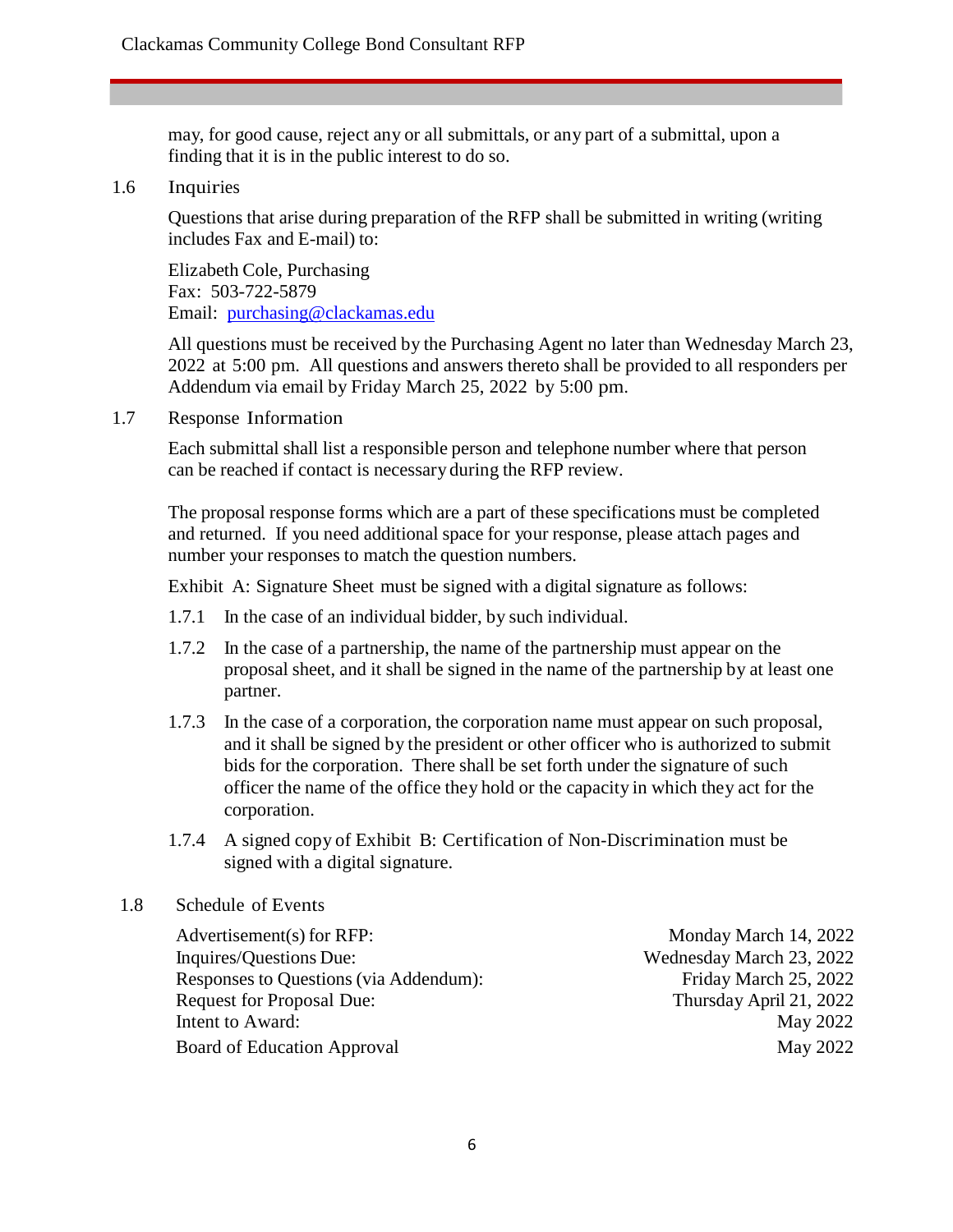may, for good cause, reject any or all submittals, or any part of a submittal, upon a finding that it is in the public interest to do so.

## 1.6 Inquiries

Questions that arise during preparation of the RFP shall be submitted in writing (writing includes Fax and E-mail) to:

Elizabeth Cole, Purchasing
Fax: 503-722-5879
Email: purchasing@clackamas.edu

All questions must be received by the Purchasing Agent no later than Wednesday March 23, 2022 at 5:00 pm. All questions and answers thereto shall be provided to all responders per Addendum via email by Friday March 25, 2022 by 5:00 pm.

## 1.7 Response Information

Each submittal shall list a responsible person and telephone number where that person can be reached if contact is necessary during the RFP review.

The proposal response forms which are a part of these specifications must be completed and returned. If you need additional space for your response, please attach pages and number your responses to match the question numbers.

Exhibit A: Signature Sheet must be signed with a digital signature as follows:

1.7.1 In the case of an individual bidder, by such individual.

1.7.2 In the case of a partnership, the name of the partnership must appear on the proposal sheet, and it shall be signed in the name of the partnership by at least one partner.

1.7.3 In the case of a corporation, the corporation name must appear on such proposal, and it shall be signed by the president or other officer who is authorized to submit bids for the corporation. There shall be set forth under the signature of such officer the name of the office they hold or the capacity in which they act for the corporation.

1.7.4 A signed copy of Exhibit B: Certification of Non-Discrimination must be signed with a digital signature.

## 1.8 Schedule of Events

| Event | Date |
|---|---|
| Advertisement(s) for RFP: | Monday March 14, 2022 |
| Inquires/Questions Due: | Wednesday March 23, 2022 |
| Responses to Questions (via Addendum): | Friday March 25, 2022 |
| Request for Proposal Due: | Thursday April 21, 2022 |
| Intent to Award: | May 2022 |
| Board of Education Approval | May 2022 |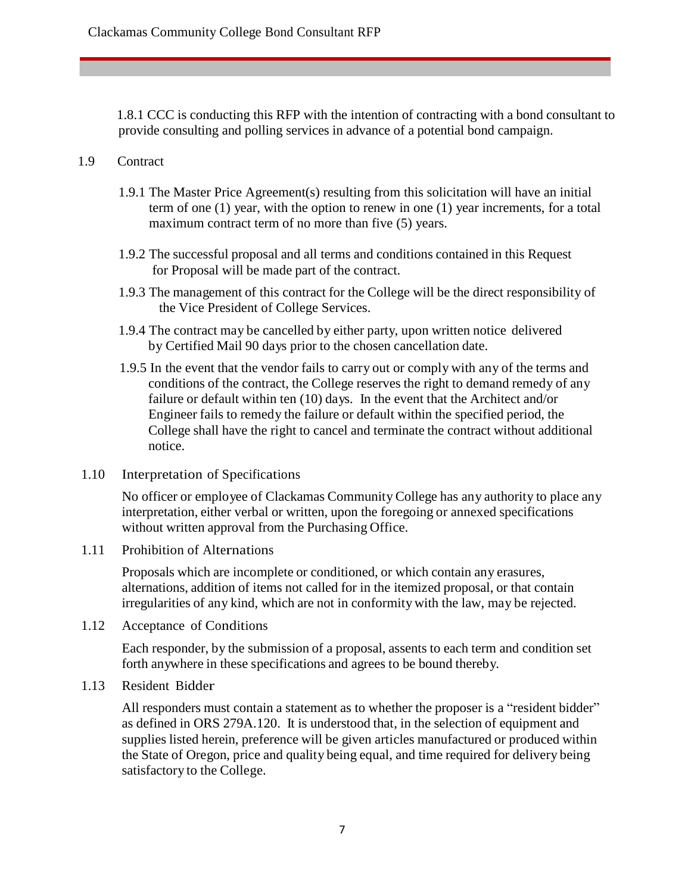1.8.1 CCC is conducting this RFP with the intention of contracting with a bond consultant to provide consulting and polling services in advance of a potential bond campaign.

## 1.9 Contract

1.9.1 The Master Price Agreement(s) resulting from this solicitation will have an initial term of one (1) year, with the option to renew in one (1) year increments, for a total maximum contract term of no more than five (5) years.

1.9.2 The successful proposal and all terms and conditions contained in this Request for Proposal will be made part of the contract.

1.9.3 The management of this contract for the College will be the direct responsibility of the Vice President of College Services.

1.9.4 The contract may be cancelled by either party, upon written notice delivered by Certified Mail 90 days prior to the chosen cancellation date.

1.9.5 In the event that the vendor fails to carry out or comply with any of the terms and conditions of the contract, the College reserves the right to demand remedy of any failure or default within ten (10) days. In the event that the Architect and/or Engineer fails to remedy the failure or default within the specified period, the College shall have the right to cancel and terminate the contract without additional notice.

## 1.10 Interpretation of Specifications

No officer or employee of Clackamas Community College has any authority to place any interpretation, either verbal or written, upon the foregoing or annexed specifications without written approval from the Purchasing Office.

## 1.11 Prohibition of Alternations

Proposals which are incomplete or conditioned, or which contain any erasures, alternations, addition of items not called for in the itemized proposal, or that contain irregularities of any kind, which are not in conformity with the law, may be rejected.

## 1.12 Acceptance of Conditions

Each responder, by the submission of a proposal, assents to each term and condition set forth anywhere in these specifications and agrees to be bound thereby.

## 1.13 Resident Bidder

All responders must contain a statement as to whether the proposer is a "resident bidder" as defined in ORS 279A.120. It is understood that, in the selection of equipment and supplies listed herein, preference will be given articles manufactured or produced within the State of Oregon, price and quality being equal, and time required for delivery being satisfactory to the College.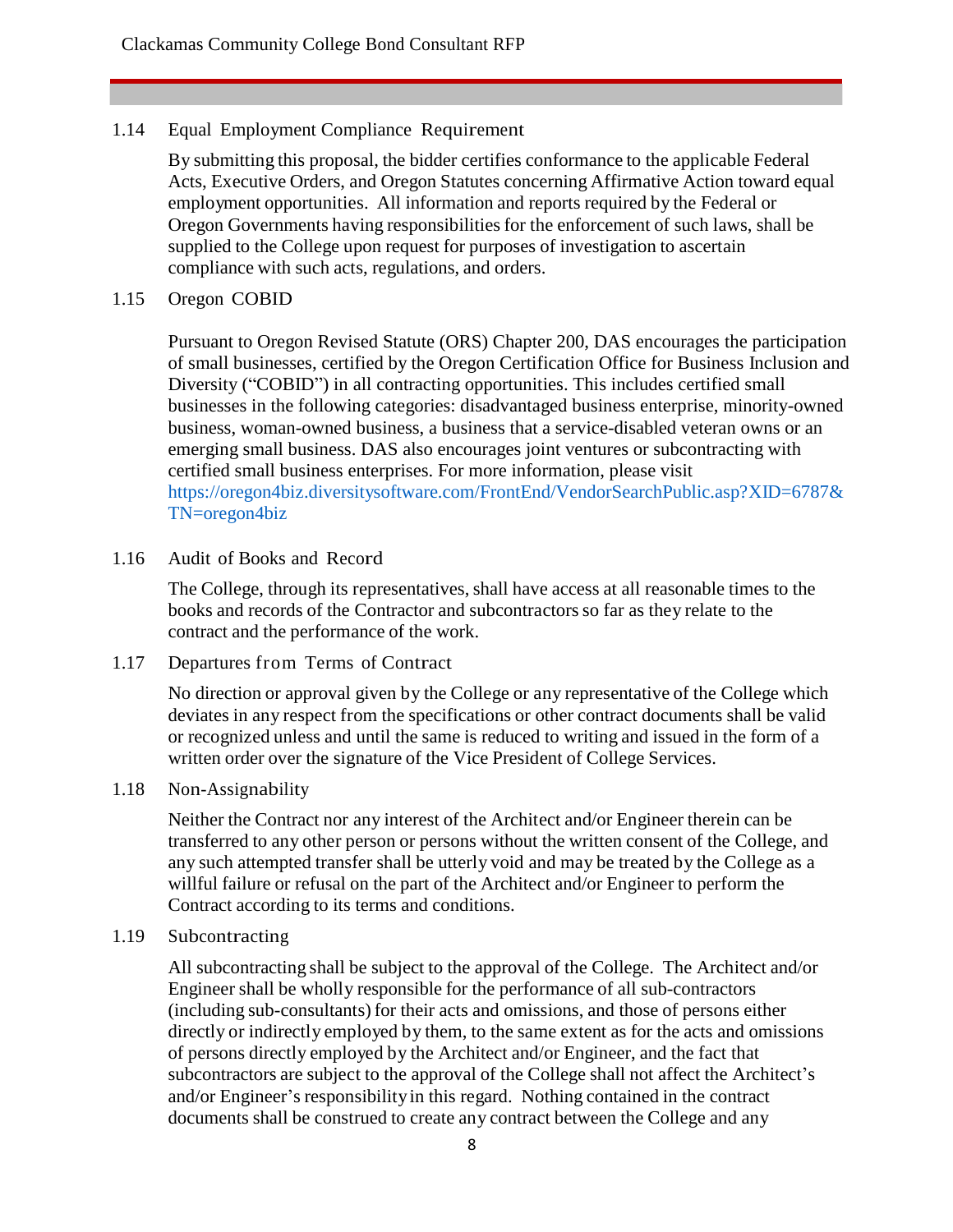## 1.14 Equal Employment Compliance Requirement

By submitting this proposal, the bidder certifies conformance to the applicable Federal Acts, Executive Orders, and Oregon Statutes concerning Affirmative Action toward equal employment opportunities. All information and reports required by the Federal or Oregon Governments having responsibilities for the enforcement of such laws, shall be supplied to the College upon request for purposes of investigation to ascertain compliance with such acts, regulations, and orders.

## 1.15 Oregon COBID

Pursuant to Oregon Revised Statute (ORS) Chapter 200, DAS encourages the participation of small businesses, certified by the Oregon Certification Office for Business Inclusion and Diversity ("COBID") in all contracting opportunities. This includes certified small businesses in the following categories: disadvantaged business enterprise, minority-owned business, woman-owned business, a business that a service-disabled veteran owns or an emerging small business. DAS also encourages joint ventures or subcontracting with certified small business enterprises. For more information, please visit https://oregon4biz.diversitysoftware.com/FrontEnd/VendorSearchPublic.asp?XID=6787&TN=oregon4biz

## 1.16 Audit of Books and Record

The College, through its representatives, shall have access at all reasonable times to the books and records of the Contractor and subcontractors so far as they relate to the contract and the performance of the work.

## 1.17 Departures from Terms of Contract

No direction or approval given by the College or any representative of the College which deviates in any respect from the specifications or other contract documents shall be valid or recognized unless and until the same is reduced to writing and issued in the form of a written order over the signature of the Vice President of College Services.

## 1.18 Non-Assignability

Neither the Contract nor any interest of the Architect and/or Engineer therein can be transferred to any other person or persons without the written consent of the College, and any such attempted transfer shall be utterly void and may be treated by the College as a willful failure or refusal on the part of the Architect and/or Engineer to perform the Contract according to its terms and conditions.

## 1.19 Subcontracting

All subcontracting shall be subject to the approval of the College. The Architect and/or Engineer shall be wholly responsible for the performance of all sub-contractors (including sub-consultants) for their acts and omissions, and those of persons either directly or indirectly employed by them, to the same extent as for the acts and omissions of persons directly employed by the Architect and/or Engineer, and the fact that subcontractors are subject to the approval of the College shall not affect the Architect's and/or Engineer's responsibility in this regard. Nothing contained in the contract documents shall be construed to create any contract between the College and any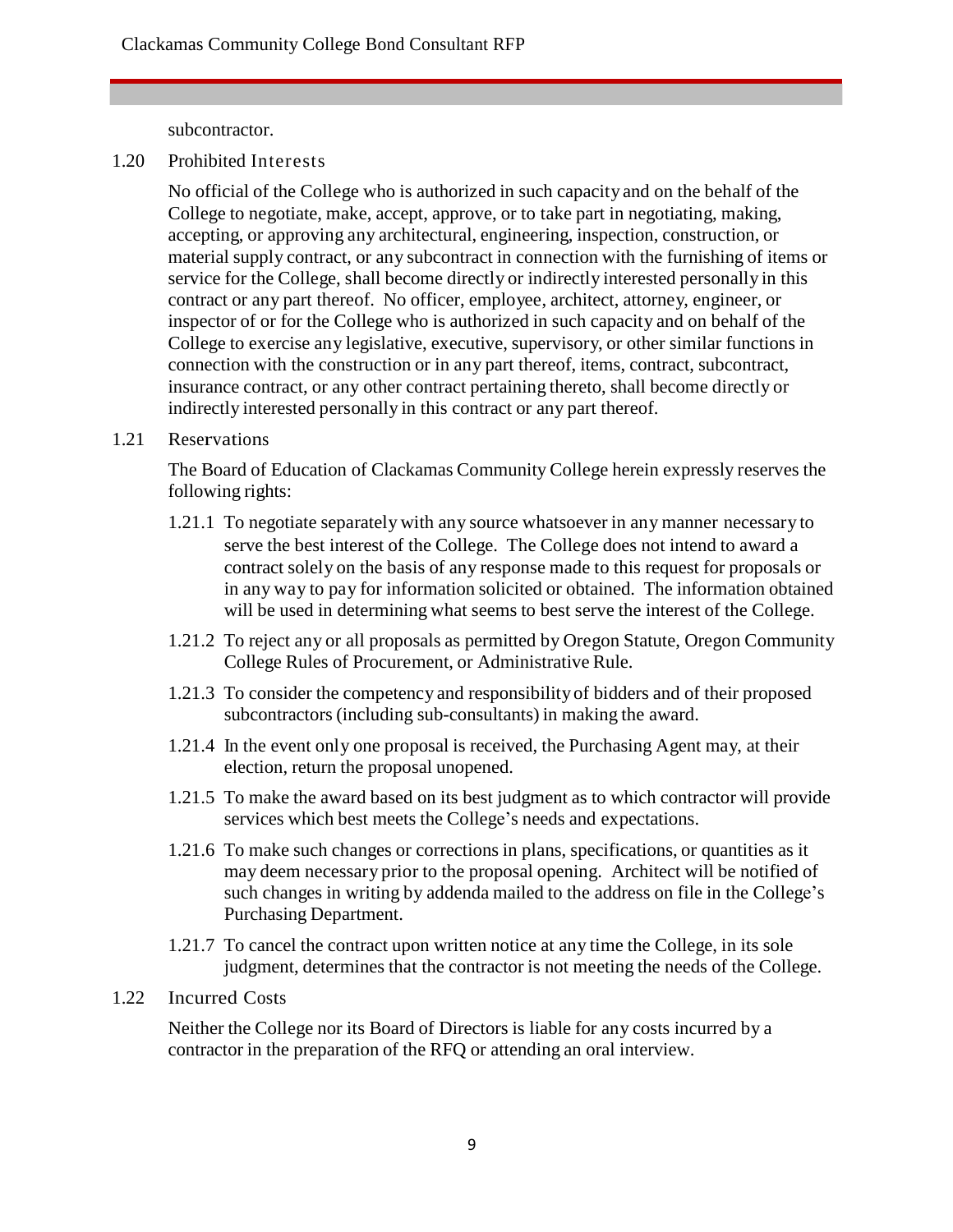subcontractor.

### 1.20 Prohibited Interests

No official of the College who is authorized in such capacity and on the behalf of the College to negotiate, make, accept, approve, or to take part in negotiating, making, accepting, or approving any architectural, engineering, inspection, construction, or material supply contract, or any subcontract in connection with the furnishing of items or service for the College, shall become directly or indirectly interested personally in this contract or any part thereof. No officer, employee, architect, attorney, engineer, or inspector of or for the College who is authorized in such capacity and on behalf of the College to exercise any legislative, executive, supervisory, or other similar functions in connection with the construction or in any part thereof, items, contract, subcontract, insurance contract, or any other contract pertaining thereto, shall become directly or indirectly interested personally in this contract or any part thereof.

### 1.21 Reservations

The Board of Education of Clackamas Community College herein expressly reserves the following rights:

1.21.1 To negotiate separately with any source whatsoever in any manner necessary to serve the best interest of the College. The College does not intend to award a contract solely on the basis of any response made to this request for proposals or in any way to pay for information solicited or obtained. The information obtained will be used in determining what seems to best serve the interest of the College.

1.21.2 To reject any or all proposals as permitted by Oregon Statute, Oregon Community College Rules of Procurement, or Administrative Rule.

1.21.3 To consider the competency and responsibility of bidders and of their proposed subcontractors (including sub-consultants) in making the award.

1.21.4 In the event only one proposal is received, the Purchasing Agent may, at their election, return the proposal unopened.

1.21.5 To make the award based on its best judgment as to which contractor will provide services which best meets the College's needs and expectations.

1.21.6 To make such changes or corrections in plans, specifications, or quantities as it may deem necessary prior to the proposal opening. Architect will be notified of such changes in writing by addenda mailed to the address on file in the College's Purchasing Department.

1.21.7 To cancel the contract upon written notice at any time the College, in its sole judgment, determines that the contractor is not meeting the needs of the College.

### 1.22 Incurred Costs

Neither the College nor its Board of Directors is liable for any costs incurred by a contractor in the preparation of the RFQ or attending an oral interview.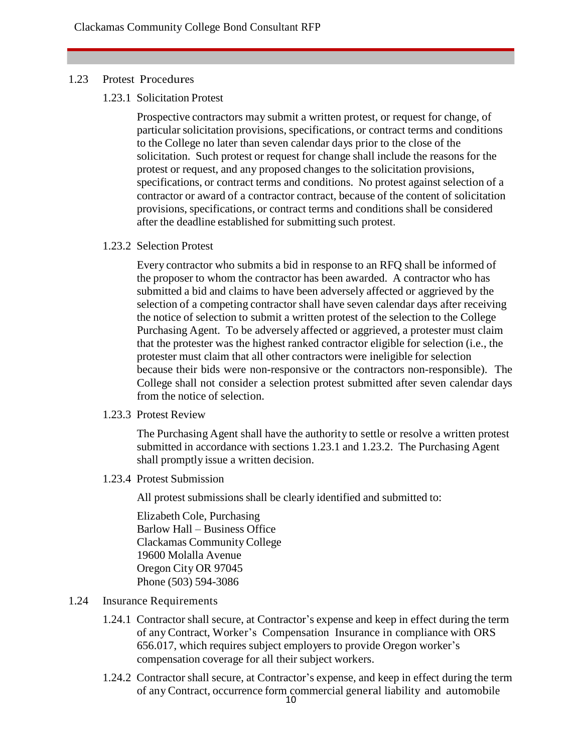## 1.23 Protest Procedures

### 1.23.1 Solicitation Protest

Prospective contractors may submit a written protest, or request for change, of particular solicitation provisions, specifications, or contract terms and conditions to the College no later than seven calendar days prior to the close of the solicitation. Such protest or request for change shall include the reasons for the protest or request, and any proposed changes to the solicitation provisions, specifications, or contract terms and conditions. No protest against selection of a contractor or award of a contractor contract, because of the content of solicitation provisions, specifications, or contract terms and conditions shall be considered after the deadline established for submitting such protest.

### 1.23.2 Selection Protest

Every contractor who submits a bid in response to an RFQ shall be informed of the proposer to whom the contractor has been awarded. A contractor who has submitted a bid and claims to have been adversely affected or aggrieved by the selection of a competing contractor shall have seven calendar days after receiving the notice of selection to submit a written protest of the selection to the College Purchasing Agent. To be adversely affected or aggrieved, a protester must claim that the protester was the highest ranked contractor eligible for selection (i.e., the protester must claim that all other contractors were ineligible for selection because their bids were non-responsive or the contractors non-responsible). The College shall not consider a selection protest submitted after seven calendar days from the notice of selection.

### 1.23.3 Protest Review

The Purchasing Agent shall have the authority to settle or resolve a written protest submitted in accordance with sections 1.23.1 and 1.23.2. The Purchasing Agent shall promptly issue a written decision.

### 1.23.4 Protest Submission

All protest submissions shall be clearly identified and submitted to:

Elizabeth Cole, Purchasing
Barlow Hall – Business Office
Clackamas Community College
19600 Molalla Avenue
Oregon City OR 97045
Phone (503) 594-3086

## 1.24 Insurance Requirements

1.24.1 Contractor shall secure, at Contractor's expense and keep in effect during the term of any Contract, Worker's Compensation Insurance in compliance with ORS 656.017, which requires subject employers to provide Oregon worker's compensation coverage for all their subject workers.

1.24.2 Contractor shall secure, at Contractor's expense, and keep in effect during the term of any Contract, occurrence form commercial general liability and automobile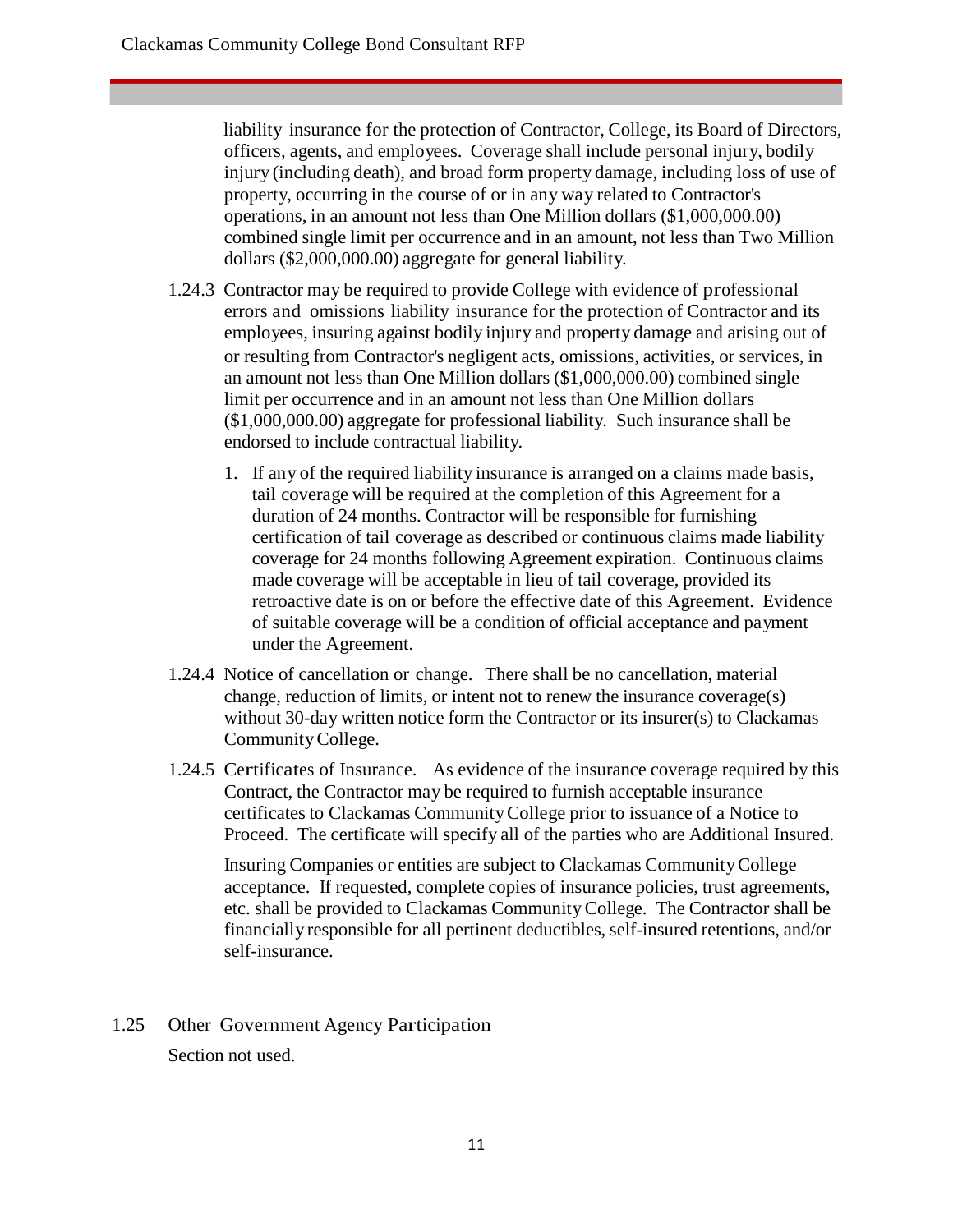liability insurance for the protection of Contractor, College, its Board of Directors, officers, agents, and employees. Coverage shall include personal injury, bodily injury (including death), and broad form property damage, including loss of use of property, occurring in the course of or in any way related to Contractor's operations, in an amount not less than One Million dollars ($1,000,000.00) combined single limit per occurrence and in an amount, not less than Two Million dollars ($2,000,000.00) aggregate for general liability.

1.24.3 Contractor may be required to provide College with evidence of professional errors and omissions liability insurance for the protection of Contractor and its employees, insuring against bodily injury and property damage and arising out of or resulting from Contractor's negligent acts, omissions, activities, or services, in an amount not less than One Million dollars ($1,000,000.00) combined single limit per occurrence and in an amount not less than One Million dollars ($1,000,000.00) aggregate for professional liability. Such insurance shall be endorsed to include contractual liability.

1. If any of the required liability insurance is arranged on a claims made basis, tail coverage will be required at the completion of this Agreement for a duration of 24 months. Contractor will be responsible for furnishing certification of tail coverage as described or continuous claims made liability coverage for 24 months following Agreement expiration. Continuous claims made coverage will be acceptable in lieu of tail coverage, provided its retroactive date is on or before the effective date of this Agreement. Evidence of suitable coverage will be a condition of official acceptance and payment under the Agreement.

1.24.4 Notice of cancellation or change. There shall be no cancellation, material change, reduction of limits, or intent not to renew the insurance coverage(s) without 30-day written notice form the Contractor or its insurer(s) to Clackamas Community College.

1.24.5 Certificates of Insurance. As evidence of the insurance coverage required by this Contract, the Contractor may be required to furnish acceptable insurance certificates to Clackamas Community College prior to issuance of a Notice to Proceed. The certificate will specify all of the parties who are Additional Insured.

Insuring Companies or entities are subject to Clackamas Community College acceptance. If requested, complete copies of insurance policies, trust agreements, etc. shall be provided to Clackamas Community College. The Contractor shall be financially responsible for all pertinent deductibles, self-insured retentions, and/or self-insurance.

1.25 Other Government Agency Participation

Section not used.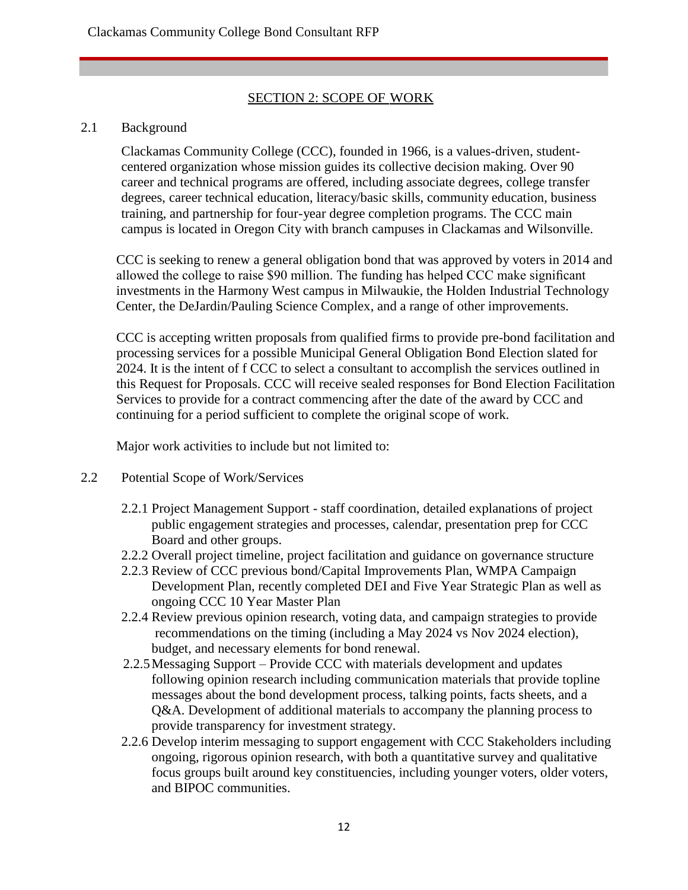## SECTION 2: SCOPE OF WORK

### 2.1 Background

Clackamas Community College (CCC), founded in 1966, is a values-driven, student-centered organization whose mission guides its collective decision making. Over 90 career and technical programs are offered, including associate degrees, college transfer degrees, career technical education, literacy/basic skills, community education, business training, and partnership for four-year degree completion programs. The CCC main campus is located in Oregon City with branch campuses in Clackamas and Wilsonville.

CCC is seeking to renew a general obligation bond that was approved by voters in 2014 and allowed the college to raise $90 million. The funding has helped CCC make significant investments in the Harmony West campus in Milwaukie, the Holden Industrial Technology Center, the DeJardin/Pauling Science Complex, and a range of other improvements.

CCC is accepting written proposals from qualified firms to provide pre-bond facilitation and processing services for a possible Municipal General Obligation Bond Election slated for 2024. It is the intent of f CCC to select a consultant to accomplish the services outlined in this Request for Proposals. CCC will receive sealed responses for Bond Election Facilitation Services to provide for a contract commencing after the date of the award by CCC and continuing for a period sufficient to complete the original scope of work.

Major work activities to include but not limited to:

### 2.2 Potential Scope of Work/Services

- 2.2.1 Project Management Support - staff coordination, detailed explanations of project public engagement strategies and processes, calendar, presentation prep for CCC Board and other groups.
- 2.2.2 Overall project timeline, project facilitation and guidance on governance structure
- 2.2.3 Review of CCC previous bond/Capital Improvements Plan, WMPA Campaign Development Plan, recently completed DEI and Five Year Strategic Plan as well as ongoing CCC 10 Year Master Plan
- 2.2.4 Review previous opinion research, voting data, and campaign strategies to provide recommendations on the timing (including a May 2024 vs Nov 2024 election), budget, and necessary elements for bond renewal.
- 2.2.5 Messaging Support – Provide CCC with materials development and updates following opinion research including communication materials that provide topline messages about the bond development process, talking points, facts sheets, and a Q&A. Development of additional materials to accompany the planning process to provide transparency for investment strategy.
- 2.2.6 Develop interim messaging to support engagement with CCC Stakeholders including ongoing, rigorous opinion research, with both a quantitative survey and qualitative focus groups built around key constituencies, including younger voters, older voters, and BIPOC communities.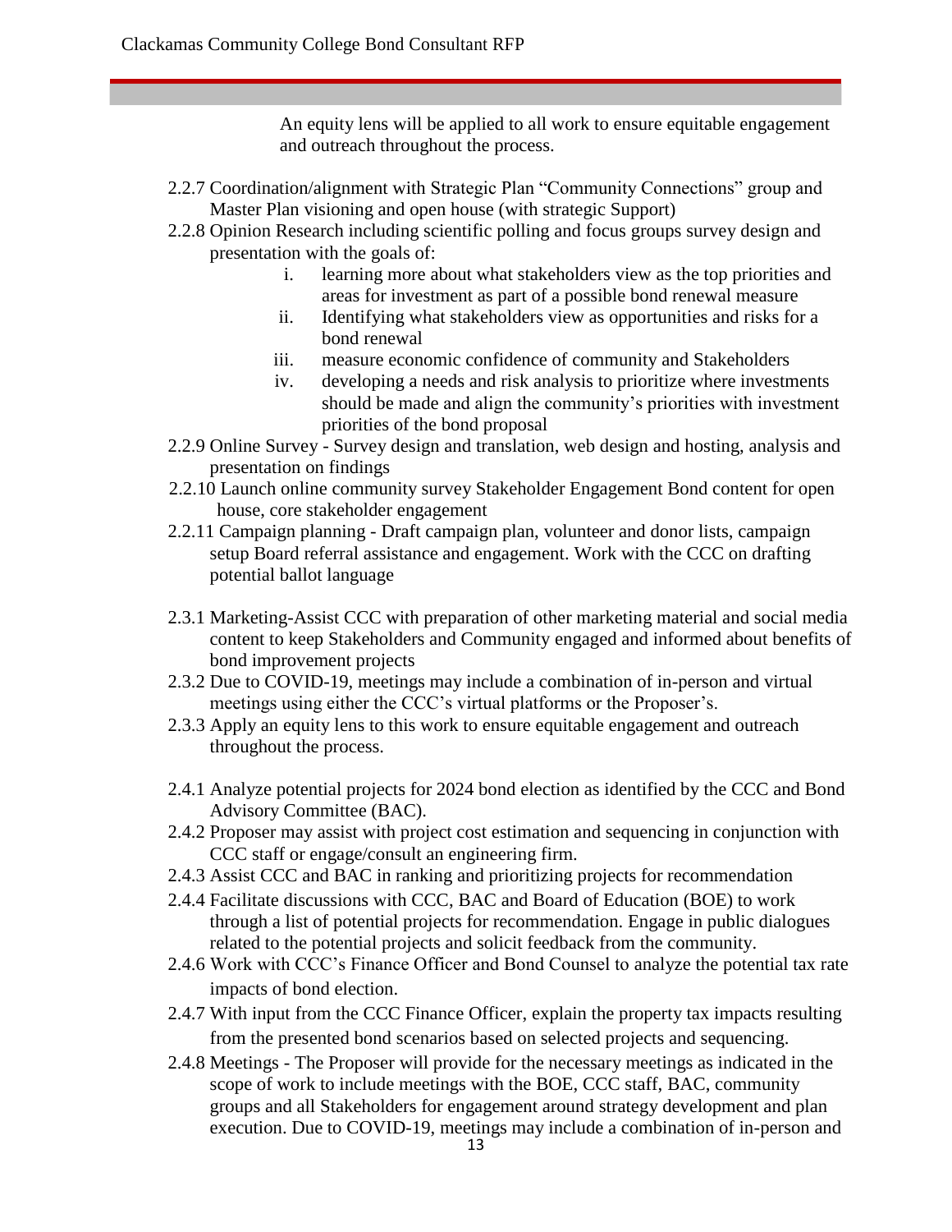An equity lens will be applied to all work to ensure equitable engagement and outreach throughout the process.

2.2.7 Coordination/alignment with Strategic Plan "Community Connections" group and Master Plan visioning and open house (with strategic Support)

2.2.8 Opinion Research including scientific polling and focus groups survey design and presentation with the goals of:

   i. learning more about what stakeholders view as the top priorities and areas for investment as part of a possible bond renewal measure
   ii. Identifying what stakeholders view as opportunities and risks for a bond renewal
   iii. measure economic confidence of community and Stakeholders
   iv. developing a needs and risk analysis to prioritize where investments should be made and align the community's priorities with investment priorities of the bond proposal

2.2.9 Online Survey - Survey design and translation, web design and hosting, analysis and presentation on findings

2.2.10 Launch online community survey Stakeholder Engagement Bond content for open house, core stakeholder engagement

2.2.11 Campaign planning - Draft campaign plan, volunteer and donor lists, campaign setup Board referral assistance and engagement. Work with the CCC on drafting potential ballot language

2.3.1 Marketing-Assist CCC with preparation of other marketing material and social media content to keep Stakeholders and Community engaged and informed about benefits of bond improvement projects

2.3.2 Due to COVID-19, meetings may include a combination of in-person and virtual meetings using either the CCC's virtual platforms or the Proposer's.

2.3.3 Apply an equity lens to this work to ensure equitable engagement and outreach throughout the process.

2.4.1 Analyze potential projects for 2024 bond election as identified by the CCC and Bond Advisory Committee (BAC).

2.4.2 Proposer may assist with project cost estimation and sequencing in conjunction with CCC staff or engage/consult an engineering firm.

2.4.3 Assist CCC and BAC in ranking and prioritizing projects for recommendation

2.4.4 Facilitate discussions with CCC, BAC and Board of Education (BOE) to work through a list of potential projects for recommendation. Engage in public dialogues related to the potential projects and solicit feedback from the community.

2.4.6 Work with CCC's Finance Officer and Bond Counsel to analyze the potential tax rate impacts of bond election.

2.4.7 With input from the CCC Finance Officer, explain the property tax impacts resulting from the presented bond scenarios based on selected projects and sequencing.

2.4.8 Meetings - The Proposer will provide for the necessary meetings as indicated in the scope of work to include meetings with the BOE, CCC staff, BAC, community groups and all Stakeholders for engagement around strategy development and plan execution. Due to COVID-19, meetings may include a combination of in-person and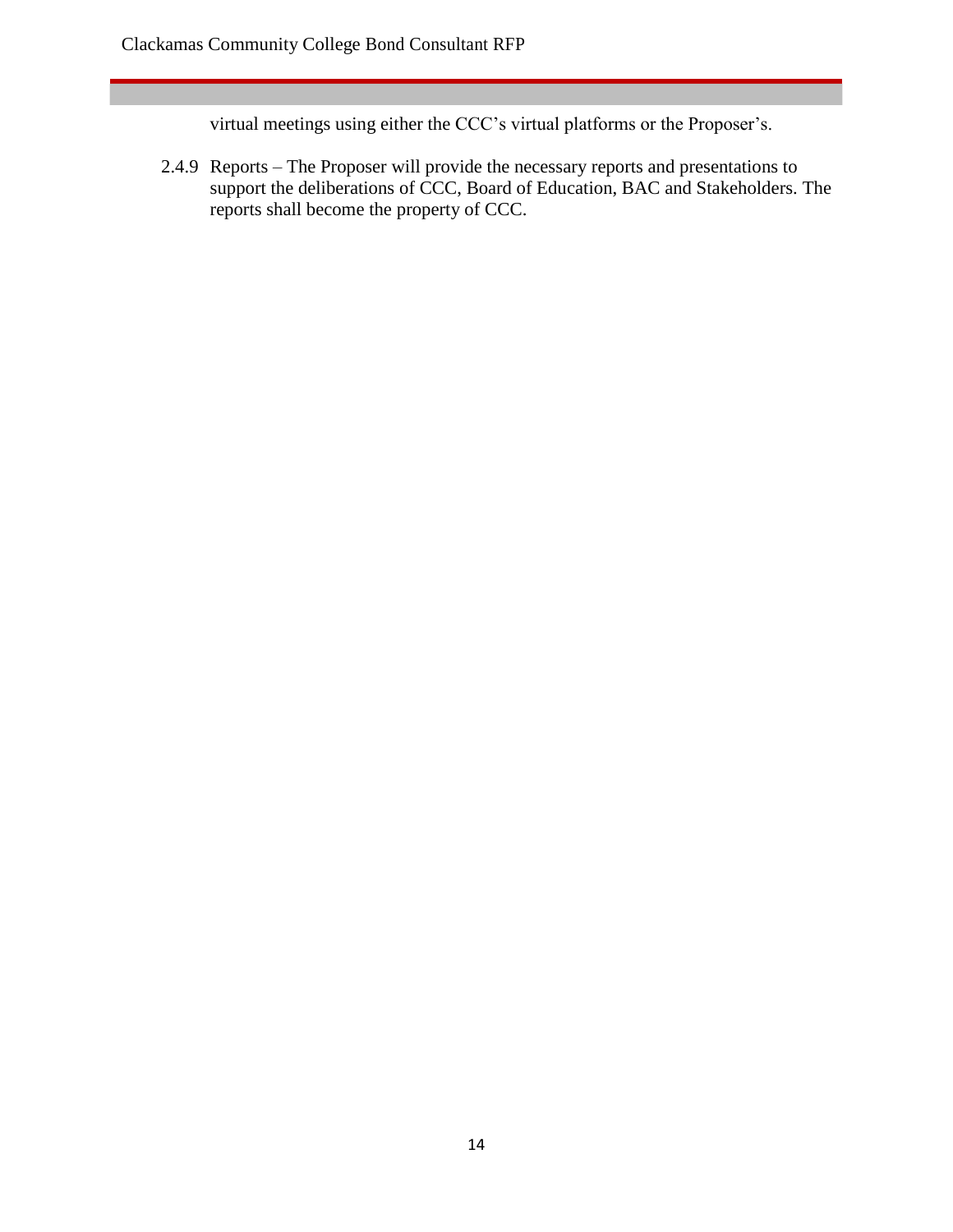virtual meetings using either the CCC's virtual platforms or the Proposer's.

2.4.9 Reports – The Proposer will provide the necessary reports and presentations to support the deliberations of CCC, Board of Education, BAC and Stakeholders. The reports shall become the property of CCC.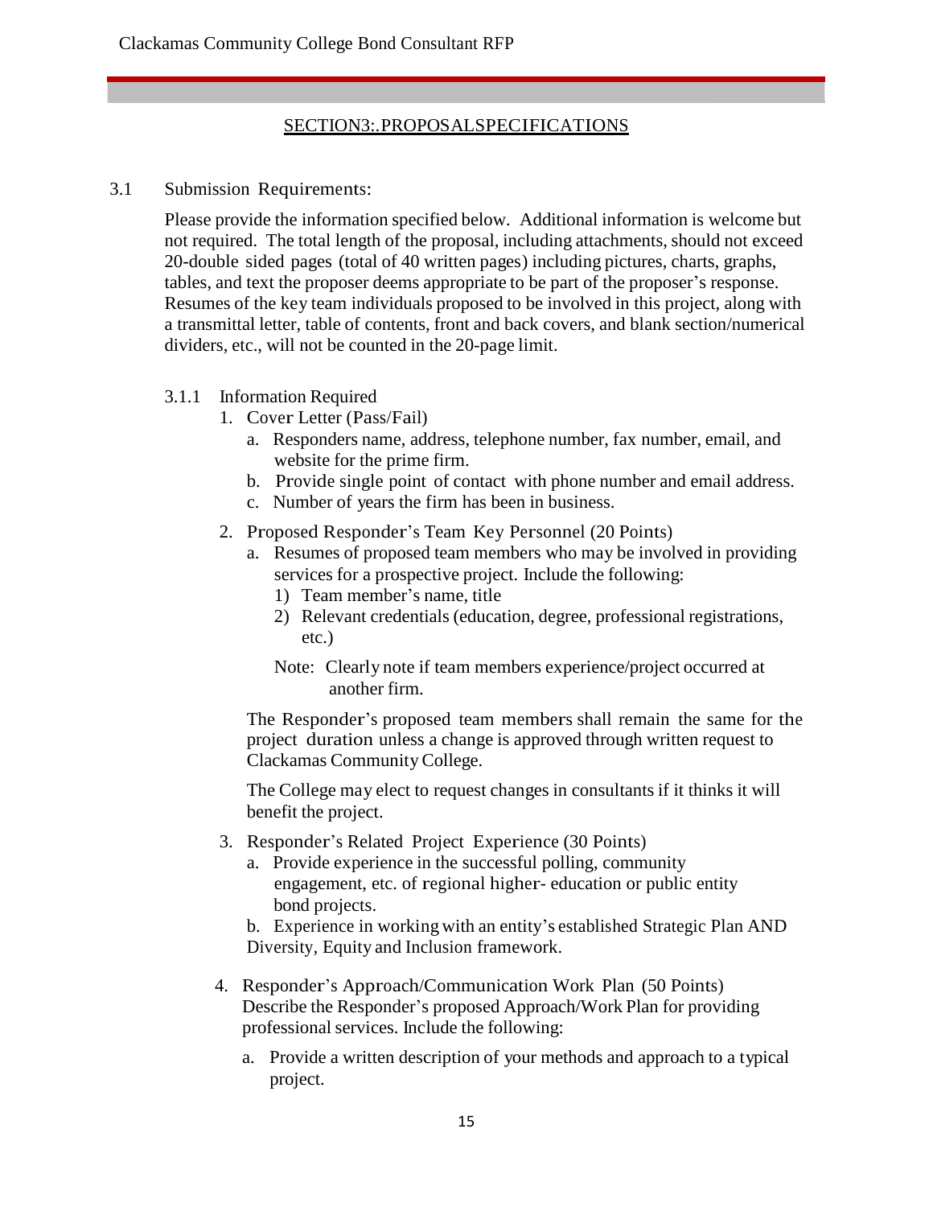## SECTION3:.PROPOSALSPECIFICATIONS

3.1 Submission Requirements:

Please provide the information specified below. Additional information is welcome but not required. The total length of the proposal, including attachments, should not exceed 20-double sided pages (total of 40 written pages) including pictures, charts, graphs, tables, and text the proposer deems appropriate to be part of the proposer's response. Resumes of the key team individuals proposed to be involved in this project, along with a transmittal letter, table of contents, front and back covers, and blank section/numerical dividers, etc., will not be counted in the 20-page limit.

3.1.1 Information Required

1. Cover Letter (Pass/Fail)
   a. Responders name, address, telephone number, fax number, email, and website for the prime firm.
   b. Provide single point of contact with phone number and email address.
   c. Number of years the firm has been in business.
2. Proposed Responder's Team Key Personnel (20 Points)
   a. Resumes of proposed team members who may be involved in providing services for a prospective project. Include the following:
      1) Team member's name, title
      2) Relevant credentials (education, degree, professional registrations, etc.)

      Note: Clearly note if team members experience/project occurred at another firm.

   The Responder's proposed team members shall remain the same for the project duration unless a change is approved through written request to Clackamas Community College.

   The College may elect to request changes in consultants if it thinks it will benefit the project.
3. Responder's Related Project Experience (30 Points)
   a. Provide experience in the successful polling, community engagement, etc. of regional higher- education or public entity bond projects.
   b. Experience in working with an entity's established Strategic Plan AND Diversity, Equity and Inclusion framework.
4. Responder's Approach/Communication Work Plan (50 Points)
   Describe the Responder's proposed Approach/Work Plan for providing professional services. Include the following:
   a. Provide a written description of your methods and approach to a typical project.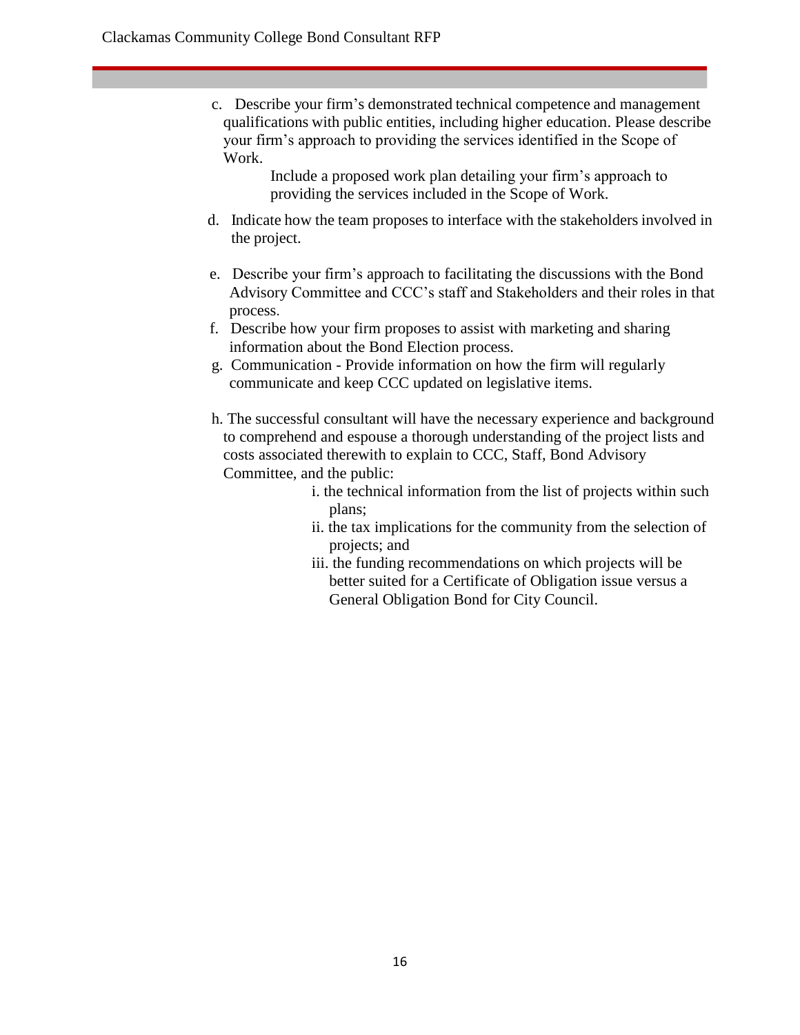c. Describe your firm's demonstrated technical competence and management qualifications with public entities, including higher education. Please describe your firm's approach to providing the services identified in the Scope of Work.

   Include a proposed work plan detailing your firm's approach to providing the services included in the Scope of Work.

d. Indicate how the team proposes to interface with the stakeholders involved in the project.

e. Describe your firm's approach to facilitating the discussions with the Bond Advisory Committee and CCC's staff and Stakeholders and their roles in that process.

f. Describe how your firm proposes to assist with marketing and sharing information about the Bond Election process.

g. Communication - Provide information on how the firm will regularly communicate and keep CCC updated on legislative items.

h. The successful consultant will have the necessary experience and background to comprehend and espouse a thorough understanding of the project lists and costs associated therewith to explain to CCC, Staff, Bond Advisory Committee, and the public:

   i. the technical information from the list of projects within such plans;
   ii. the tax implications for the community from the selection of projects; and
   iii. the funding recommendations on which projects will be better suited for a Certificate of Obligation issue versus a General Obligation Bond for City Council.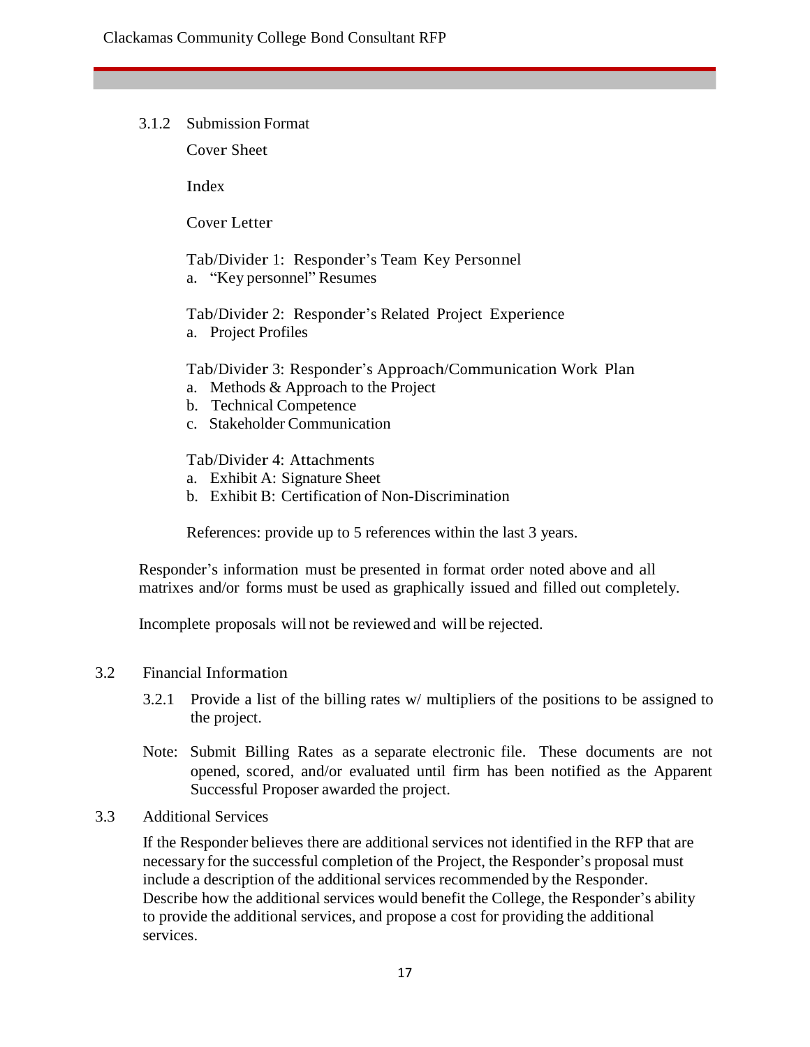#### 3.1.2 Submission Format

Cover Sheet

Index

Cover Letter

Tab/Divider 1: Responder's Team Key Personnel

a. "Key personnel" Resumes

Tab/Divider 2: Responder's Related Project Experience

a. Project Profiles

Tab/Divider 3: Responder's Approach/Communication Work Plan

a. Methods & Approach to the Project
b. Technical Competence
c. Stakeholder Communication

Tab/Divider 4: Attachments

a. Exhibit A: Signature Sheet
b. Exhibit B: Certification of Non-Discrimination

References: provide up to 5 references within the last 3 years.

Responder's information must be presented in format order noted above and all matrixes and/or forms must be used as graphically issued and filled out completely.

Incomplete proposals will not be reviewed and will be rejected.

### 3.2 Financial Information

3.2.1 Provide a list of the billing rates w/ multipliers of the positions to be assigned to the project.

Note: Submit Billing Rates as a separate electronic file. These documents are not opened, scored, and/or evaluated until firm has been notified as the Apparent Successful Proposer awarded the project.

### 3.3 Additional Services

If the Responder believes there are additional services not identified in the RFP that are necessary for the successful completion of the Project, the Responder's proposal must include a description of the additional services recommended by the Responder. Describe how the additional services would benefit the College, the Responder's ability to provide the additional services, and propose a cost for providing the additional services.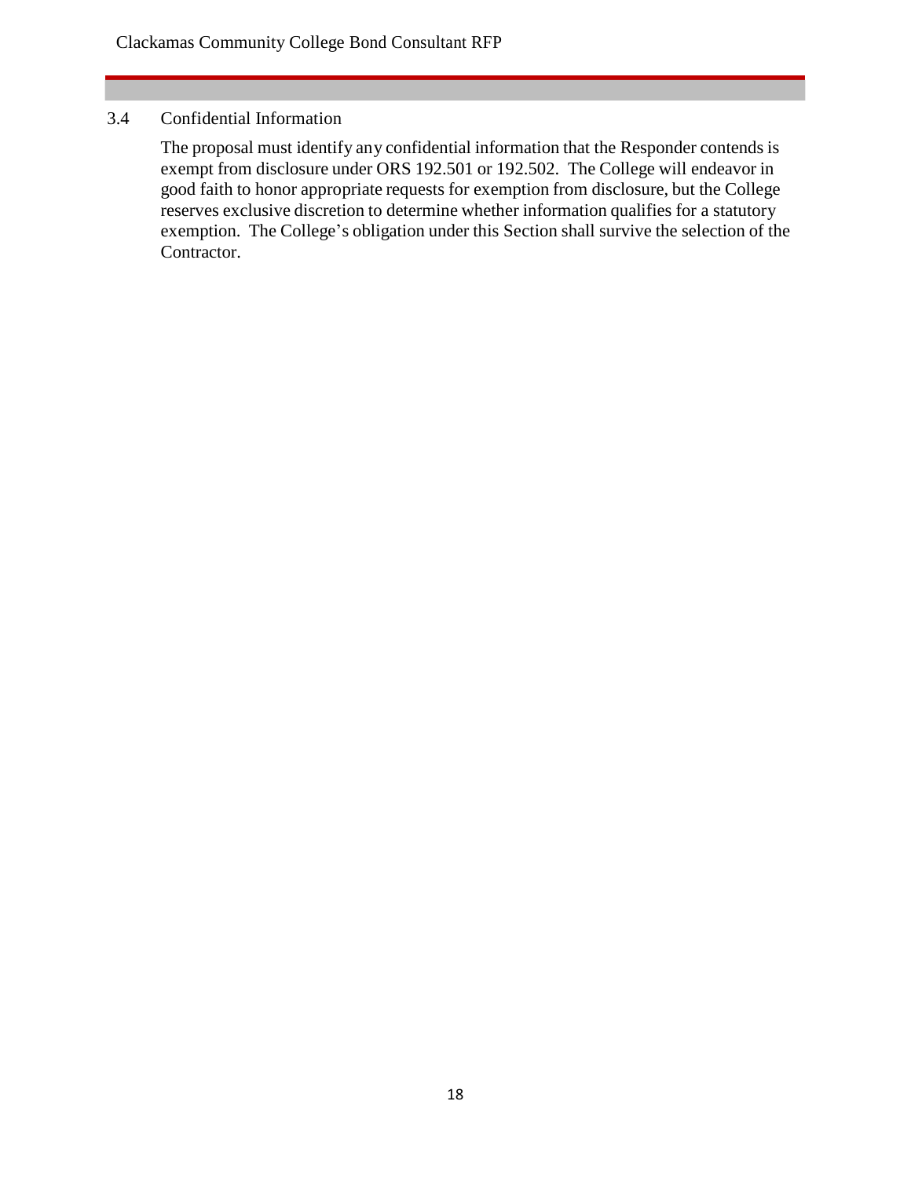### 3.4 Confidential Information

The proposal must identify any confidential information that the Responder contends is exempt from disclosure under ORS 192.501 or 192.502. The College will endeavor in good faith to honor appropriate requests for exemption from disclosure, but the College reserves exclusive discretion to determine whether information qualifies for a statutory exemption. The College's obligation under this Section shall survive the selection of the Contractor.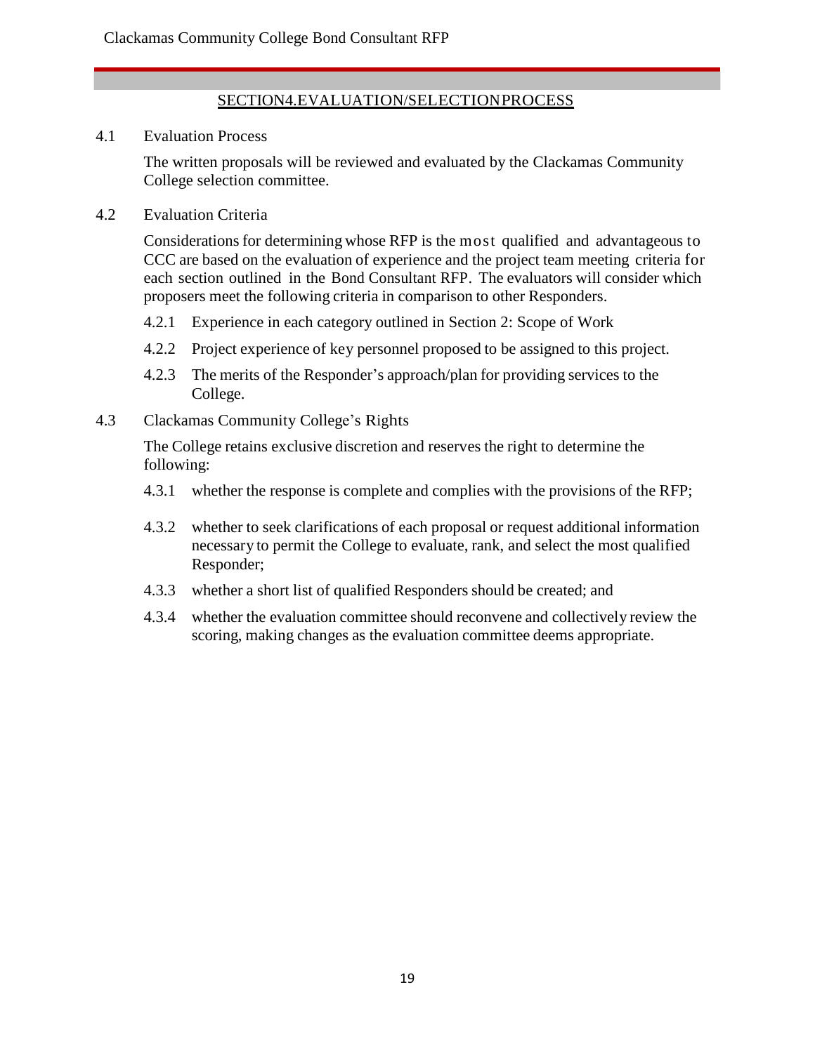## SECTION4.EVALUATION/SELECTIONPROCESS

### 4.1 Evaluation Process

The written proposals will be reviewed and evaluated by the Clackamas Community College selection committee.

### 4.2 Evaluation Criteria

Considerations for determining whose RFP is the most qualified and advantageous to CCC are based on the evaluation of experience and the project team meeting criteria for each section outlined in the Bond Consultant RFP. The evaluators will consider which proposers meet the following criteria in comparison to other Responders.

4.2.1 Experience in each category outlined in Section 2: Scope of Work

4.2.2 Project experience of key personnel proposed to be assigned to this project.

4.2.3 The merits of the Responder's approach/plan for providing services to the College.

### 4.3 Clackamas Community College's Rights

The College retains exclusive discretion and reserves the right to determine the following:

4.3.1 whether the response is complete and complies with the provisions of the RFP;

4.3.2 whether to seek clarifications of each proposal or request additional information necessary to permit the College to evaluate, rank, and select the most qualified Responder;

4.3.3 whether a short list of qualified Responders should be created; and

4.3.4 whether the evaluation committee should reconvene and collectively review the scoring, making changes as the evaluation committee deems appropriate.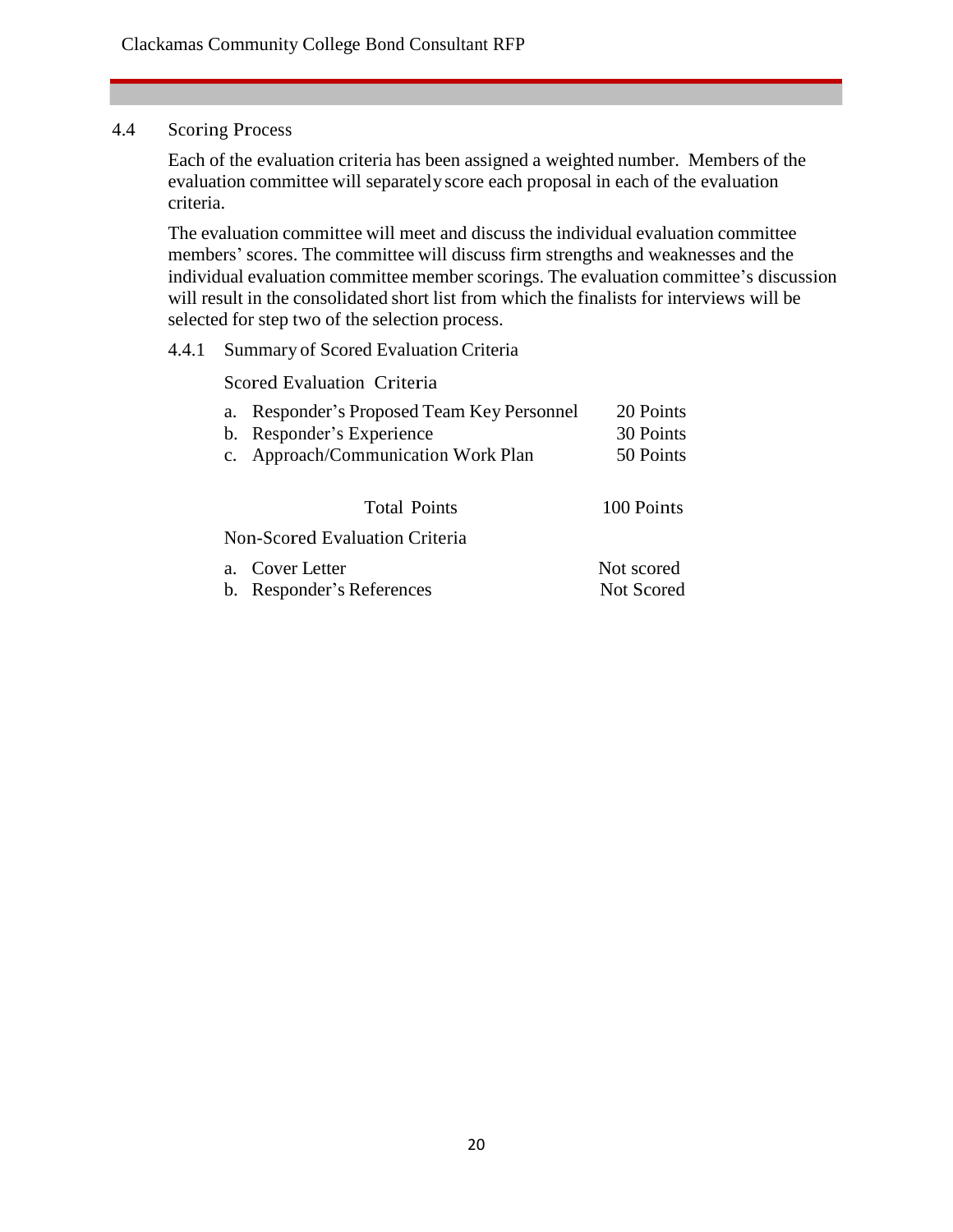## 4.4 Scoring Process

Each of the evaluation criteria has been assigned a weighted number. Members of the evaluation committee will separately score each proposal in each of the evaluation criteria.

The evaluation committee will meet and discuss the individual evaluation committee members' scores. The committee will discuss firm strengths and weaknesses and the individual evaluation committee member scorings. The evaluation committee's discussion will result in the consolidated short list from which the finalists for interviews will be selected for step two of the selection process.

### 4.4.1 Summary of Scored Evaluation Criteria

Scored Evaluation Criteria

| | |
|---|---|
| a. Responder's Proposed Team Key Personnel | 20 Points |
| b. Responder's Experience | 30 Points |
| c. Approach/Communication Work Plan | 50 Points |
| Total Points | 100 Points |

Non-Scored Evaluation Criteria

| | |
|---|---|
| a. Cover Letter | Not scored |
| b. Responder's References | Not Scored |